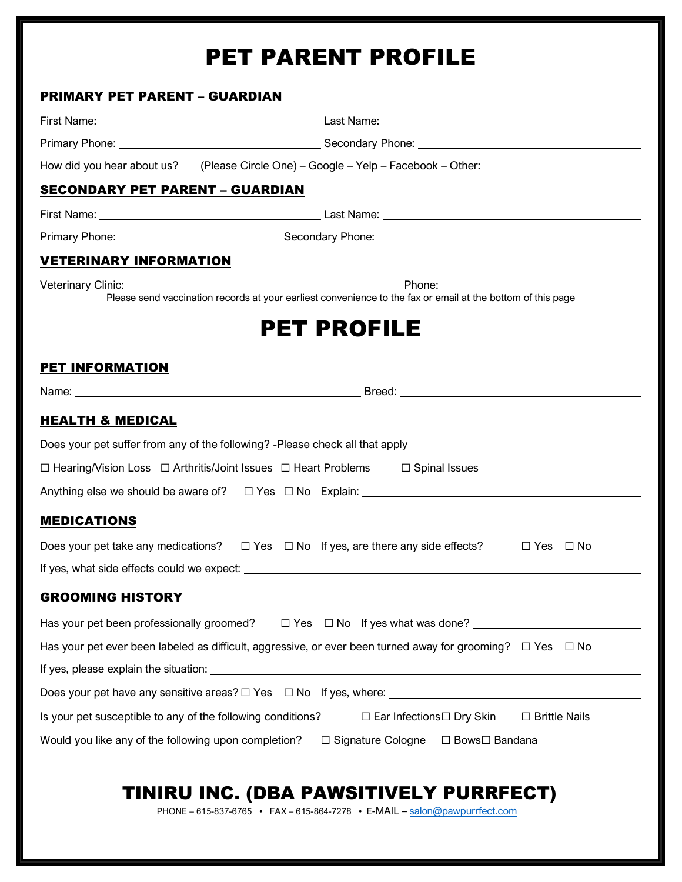# PET PARENT PROFILE

## PRIMARY PET PARENT – GUARDIAN

First Name: ______________________ Last Name: ______________________

Primary Phone: ______________________ Secondary Phone: ______________________

How did you hear about us? (Please Circle One) – Google – Yelp – Facebook – Other: ______________________

## SECONDARY PET PARENT – GUARDIAN

First Name: ______________________ Last Name: ______________________

Primary Phone: ______________________ Secondary Phone: ______________________

## VETERINARY INFORMATION

Veterinary Clinic: ______________________ Phone: ______________________

Please send vaccination records at your earliest convenience to the fax or email at the bottom of this page

# PET PROFILE

## PET INFORMATION

Name: ______________________ Breed: ______________________

## HEALTH & MEDICAL

Does your pet suffer from any of the following? -Please check all that apply

☐ Hearing/Vision Loss ☐ Arthritis/Joint Issues ☐ Heart Problems ☐ Spinal Issues

Anything else we should be aware of? ☐ Yes ☐ No Explain: ______________________

## MEDICATIONS

Does your pet take any medications? ☐ Yes ☐ No If yes, are there any side effects? ☐ Yes ☐ No

If yes, what side effects could we expect: ______________________

## GROOMING HISTORY

Has your pet been professionally groomed? ☐ Yes ☐ No If yes what was done? ______________________

Has your pet ever been labeled as difficult, aggressive, or ever been turned away for grooming? ☐ Yes ☐ No

If yes, please explain the situation: ______________________

Does your pet have any sensitive areas? ☐ Yes ☐ No If yes, where: ______________________

Is your pet susceptible to any of the following conditions? ☐ Ear Infections ☐ Dry Skin ☐ Brittle Nails

Would you like any of the following upon completion? ☐ Signature Cologne ☐ Bows ☐ Bandana

## TINIRU INC. (DBA PAWSITIVELY PURRFECT)

PHONE – 615-837-6765 • FAX – 615-864-7278 • E-MAIL – salon@pawpurrfect.com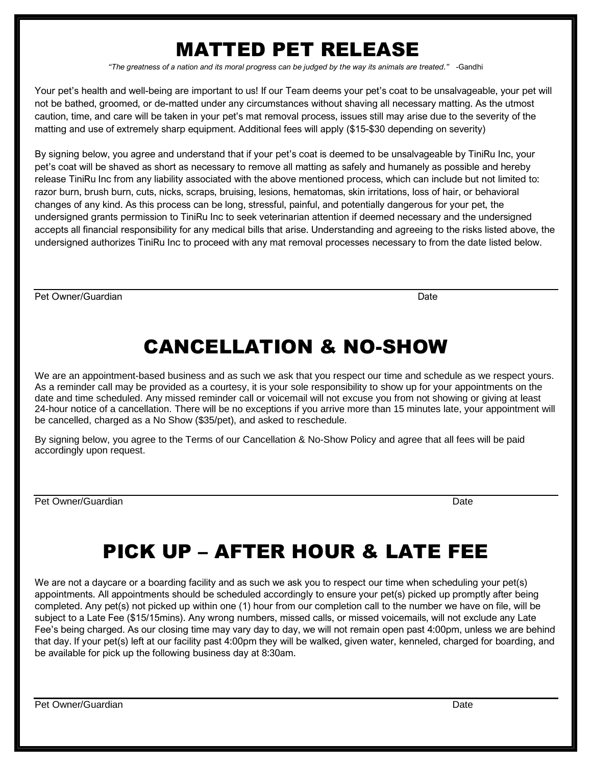# MATTED PET RELEASE

*"The greatness of a nation and its moral progress can be judged by the way its animals are treated."* -Gandhi

Your pet's health and well-being are important to us! If our Team deems your pet's coat to be unsalvageable, your pet will not be bathed, groomed, or de-matted under any circumstances without shaving all necessary matting. As the utmost caution, time, and care will be taken in your pet's mat removal process, issues still may arise due to the severity of the matting and use of extremely sharp equipment. Additional fees will apply ($15-$30 depending on severity)

By signing below, you agree and understand that if your pet's coat is deemed to be unsalvageable by TiniRu Inc, your pet's coat will be shaved as short as necessary to remove all matting as safely and humanely as possible and hereby release TiniRu Inc from any liability associated with the above mentioned process, which can include but not limited to: razor burn, brush burn, cuts, nicks, scraps, bruising, lesions, hematomas, skin irritations, loss of hair, or behavioral changes of any kind. As this process can be long, stressful, painful, and potentially dangerous for your pet, the undersigned grants permission to TiniRu Inc to seek veterinarian attention if deemed necessary and the undersigned accepts all financial responsibility for any medical bills that arise. Understanding and agreeing to the risks listed above, the undersigned authorizes TiniRu Inc to proceed with any mat removal processes necessary to from the date listed below.

Pet Owner/Guardian Date

# CANCELLATION & NO-SHOW

We are an appointment-based business and as such we ask that you respect our time and schedule as we respect yours. As a reminder call may be provided as a courtesy, it is your sole responsibility to show up for your appointments on the date and time scheduled. Any missed reminder call or voicemail will not excuse you from not showing or giving at least 24-hour notice of a cancellation. There will be no exceptions if you arrive more than 15 minutes late, your appointment will be cancelled, charged as a No Show ($35/pet), and asked to reschedule.

By signing below, you agree to the Terms of our Cancellation & No-Show Policy and agree that all fees will be paid accordingly upon request.

Pet Owner/Guardian Date

# PICK UP – AFTER HOUR & LATE FEE

We are not a daycare or a boarding facility and as such we ask you to respect our time when scheduling your pet(s) appointments. All appointments should be scheduled accordingly to ensure your pet(s) picked up promptly after being completed. Any pet(s) not picked up within one (1) hour from our completion call to the number we have on file, will be subject to a Late Fee ($15/15mins). Any wrong numbers, missed calls, or missed voicemails, will not exclude any Late Fee's being charged. As our closing time may vary day to day, we will not remain open past 4:00pm, unless we are behind that day. If your pet(s) left at our facility past 4:00pm they will be walked, given water, kenneled, charged for boarding, and be available for pick up the following business day at 8:30am.

Pet Owner/Guardian Date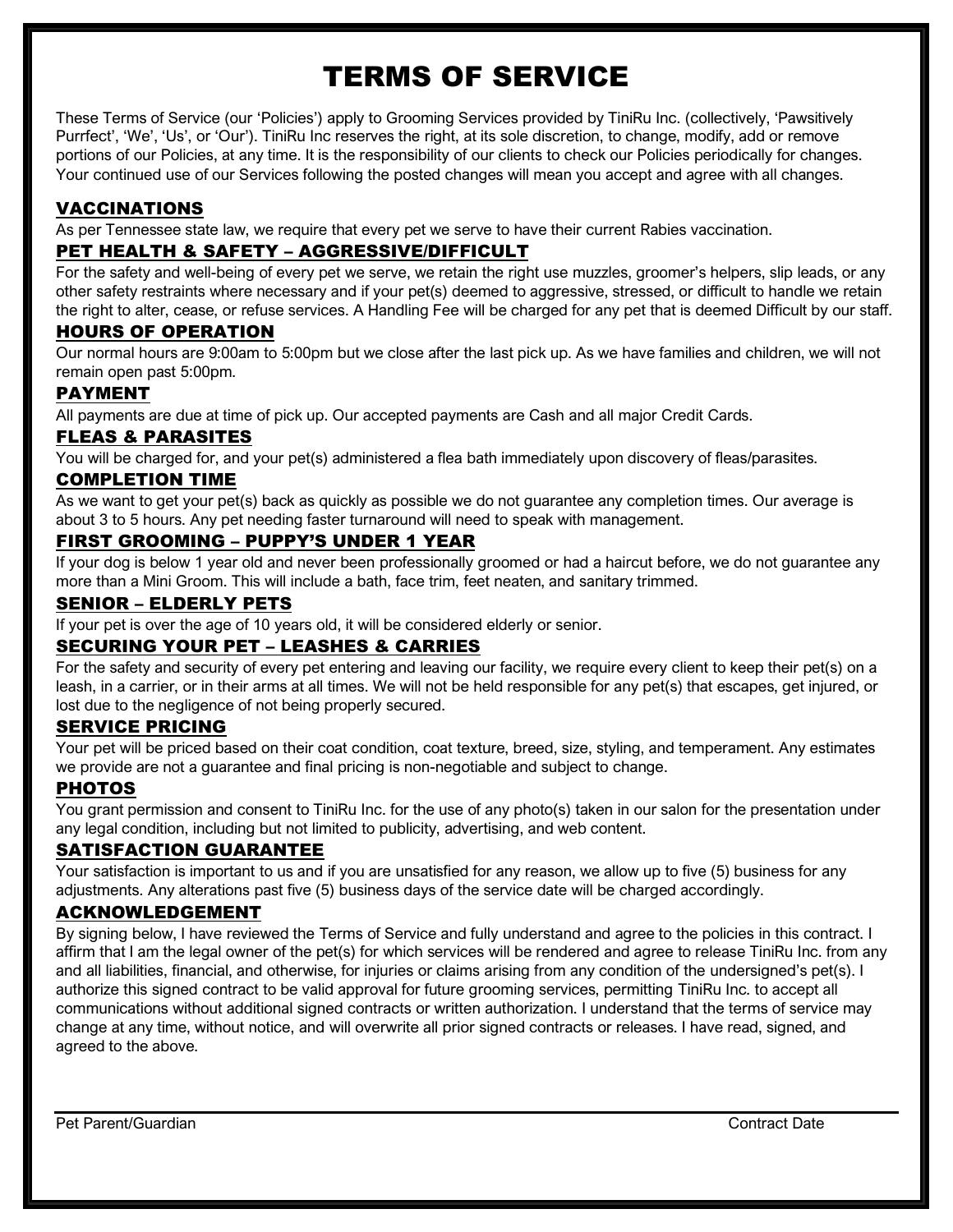# TERMS OF SERVICE

These Terms of Service (our 'Policies') apply to Grooming Services provided by TiniRu Inc. (collectively, 'Pawsitively Purrfect', 'We', 'Us', or 'Our'). TiniRu Inc reserves the right, at its sole discretion, to change, modify, add or remove portions of our Policies, at any time. It is the responsibility of our clients to check our Policies periodically for changes. Your continued use of our Services following the posted changes will mean you accept and agree with all changes.

## VACCINATIONS

As per Tennessee state law, we require that every pet we serve to have their current Rabies vaccination.

## PET HEALTH & SAFETY – AGGRESSIVE/DIFFICULT

For the safety and well-being of every pet we serve, we retain the right use muzzles, groomer's helpers, slip leads, or any other safety restraints where necessary and if your pet(s) deemed to aggressive, stressed, or difficult to handle we retain the right to alter, cease, or refuse services. A Handling Fee will be charged for any pet that is deemed Difficult by our staff.

## HOURS OF OPERATION

Our normal hours are 9:00am to 5:00pm but we close after the last pick up. As we have families and children, we will not remain open past 5:00pm.

## PAYMENT

All payments are due at time of pick up. Our accepted payments are Cash and all major Credit Cards.

## FLEAS & PARASITES

You will be charged for, and your pet(s) administered a flea bath immediately upon discovery of fleas/parasites.

## COMPLETION TIME

As we want to get your pet(s) back as quickly as possible we do not guarantee any completion times. Our average is about 3 to 5 hours. Any pet needing faster turnaround will need to speak with management.

## FIRST GROOMING – PUPPY'S UNDER 1 YEAR

If your dog is below 1 year old and never been professionally groomed or had a haircut before, we do not guarantee any more than a Mini Groom. This will include a bath, face trim, feet neaten, and sanitary trimmed.

## SENIOR – ELDERLY PETS

If your pet is over the age of 10 years old, it will be considered elderly or senior.

## SECURING YOUR PET – LEASHES & CARRIES

For the safety and security of every pet entering and leaving our facility, we require every client to keep their pet(s) on a leash, in a carrier, or in their arms at all times. We will not be held responsible for any pet(s) that escapes, get injured, or lost due to the negligence of not being properly secured.

## SERVICE PRICING

Your pet will be priced based on their coat condition, coat texture, breed, size, styling, and temperament. Any estimates we provide are not a guarantee and final pricing is non-negotiable and subject to change.

## PHOTOS

You grant permission and consent to TiniRu Inc. for the use of any photo(s) taken in our salon for the presentation under any legal condition, including but not limited to publicity, advertising, and web content.

## SATISFACTION GUARANTEE

Your satisfaction is important to us and if you are unsatisfied for any reason, we allow up to five (5) business for any adjustments. Any alterations past five (5) business days of the service date will be charged accordingly.

## ACKNOWLEDGEMENT

By signing below, I have reviewed the Terms of Service and fully understand and agree to the policies in this contract. I affirm that I am the legal owner of the pet(s) for which services will be rendered and agree to release TiniRu Inc. from any and all liabilities, financial, and otherwise, for injuries or claims arising from any condition of the undersigned's pet(s). I authorize this signed contract to be valid approval for future grooming services, permitting TiniRu Inc. to accept all communications without additional signed contracts or written authorization. I understand that the terms of service may change at any time, without notice, and will overwrite all prior signed contracts or releases. I have read, signed, and agreed to the above.

Pet Parent/Guardian

Contract Date